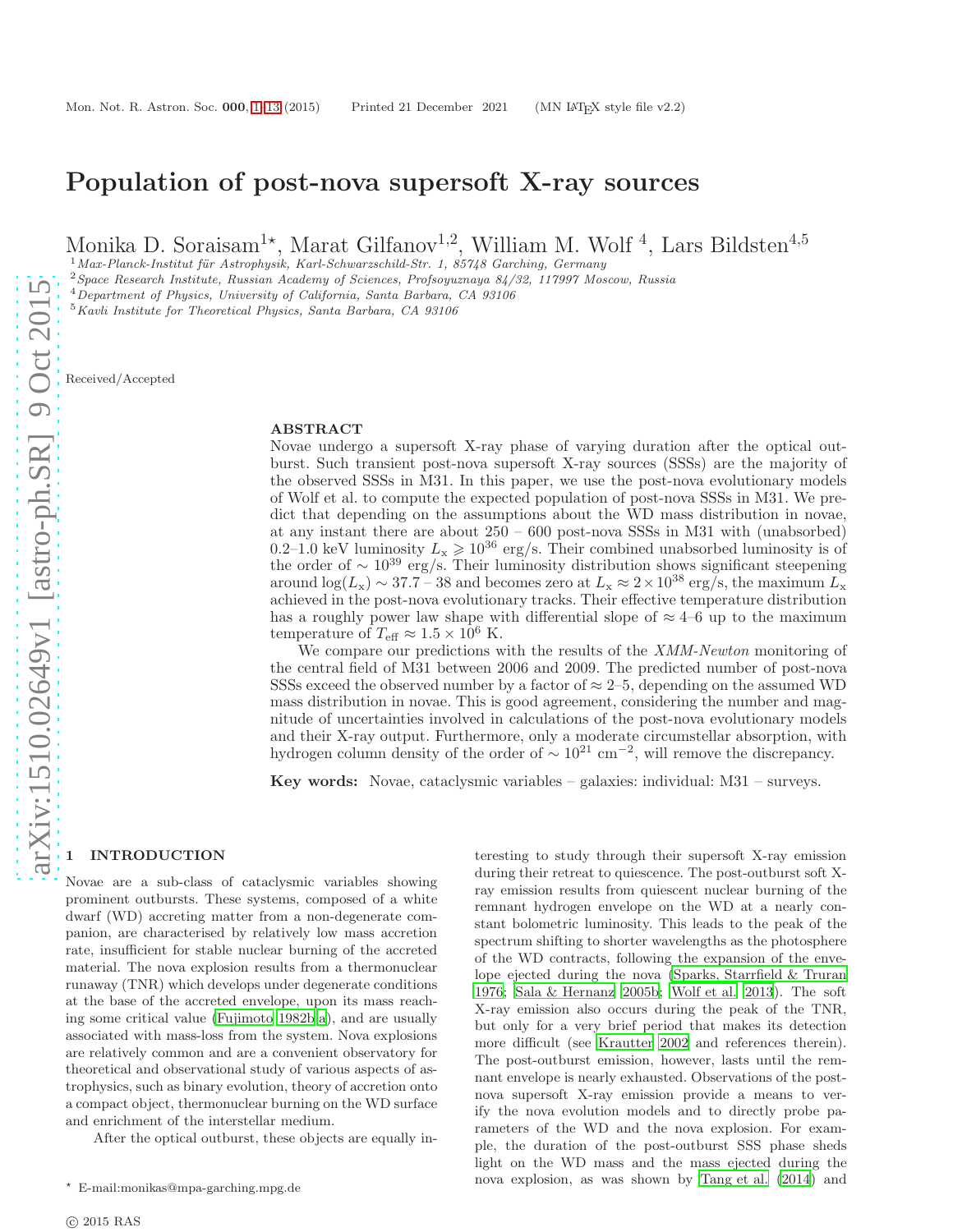# Population of post-nova supersoft X-ray sources

Monika D. Soraisam[1⋆], Marat Gilfanov[1,2], William M. Wolf [4], Lars Bildsten[4,5]

[1] Max-Planck-Institut für Astrophysik, Karl-Schwarzschild-Str. 1, 85748 Garching, Germany
[2] Space Research Institute, Russian Academy of Sciences, Profsoyuznaya 84/32, 117997 Moscow, Russia
[4] Department of Physics, University of California, Santa Barbara, CA 93106
[5] Kavli Institute for Theoretical Physics, Santa Barbara, CA 93106

Received/Accepted

## ABSTRACT

Novae undergo a supersoft X-ray phase of varying duration after the optical outburst. Such transient post-nova supersoft X-ray sources (SSSs) are the majority of the observed SSSs in M31. In this paper, we use the post-nova evolutionary models of Wolf et al. to compute the expected population of post-nova SSSs in M31. We predict that depending on the assumptions about the WD mass distribution in novae, at any instant there are about 250 – 600 post-nova SSSs in M31 with (unabsorbed) 0.2–1.0 keV luminosity $L_{\rm x} \geqslant 10^{36}$ erg/s. Their combined unabsorbed luminosity is of the order of $\sim 10^{39}$ erg/s. Their luminosity distribution shows significant steepening around $\log(L_{\rm x}) \sim 37.7 - 38$ and becomes zero at $L_{\rm x} \approx 2 \times 10^{38}$ erg/s, the maximum $L_{\rm x}$ achieved in the post-nova evolutionary tracks. Their effective temperature distribution has a roughly power law shape with differential slope of $\approx 4$–6 up to the maximum temperature of $T_{\rm eff} \approx 1.5 \times 10^6$ K.

We compare our predictions with the results of the *XMM-Newton* monitoring of the central field of M31 between 2006 and 2009. The predicted number of post-nova SSSs exceed the observed number by a factor of $\approx 2$–5, depending on the assumed WD mass distribution in novae. This is good agreement, considering the number and magnitude of uncertainties involved in calculations of the post-nova evolutionary models and their X-ray output. Furthermore, only a moderate circumstellar absorption, with hydrogen column density of the order of $\sim 10^{21}$ cm$^{-2}$, will remove the discrepancy.

**Key words:** Novae, cataclysmic variables – galaxies: individual: M31 – surveys.

## 1 INTRODUCTION

Novae are a sub-class of cataclysmic variables showing prominent outbursts. These systems, composed of a white dwarf (WD) accreting matter from a non-degenerate companion, are characterised by relatively low mass accretion rate, insufficient for stable nuclear burning of the accreted material. The nova explosion results from a thermonuclear runaway (TNR) which develops under degenerate conditions at the base of the accreted envelope, upon its mass reaching some critical value (Fujimoto 1982b,a), and are usually associated with mass-loss from the system. Nova explosions are relatively common and are a convenient observatory for theoretical and observational study of various aspects of astrophysics, such as binary evolution, theory of accretion onto a compact object, thermonuclear burning on the WD surface and enrichment of the interstellar medium.

After the optical outburst, these objects are equally interesting to study through their supersoft X-ray emission during their retreat to quiescence. The post-outburst soft X-ray emission results from quiescent nuclear burning of the remnant hydrogen envelope on the WD at a nearly constant bolometric luminosity. This leads to the peak of the spectrum shifting to shorter wavelengths as the photosphere of the WD contracts, following the expansion of the envelope ejected during the nova (Sparks, Starrfield & Truran 1976; Sala & Hernanz 2005b; Wolf et al. 2013). The soft X-ray emission also occurs during the peak of the TNR, but only for a very brief period that makes its detection more difficult (see Krautter 2002 and references therein). The post-outburst emission, however, lasts until the remnant envelope is nearly exhausted. Observations of the post-nova supersoft X-ray emission provide a means to verify the nova evolution models and to directly probe parameters of the WD and the nova explosion. For example, the duration of the post-outburst SSS phase sheds light on the WD mass and the mass ejected during the nova explosion, as was shown by Tang et al. (2014) and

⋆ E-mail:monikas@mpa-garching.mpg.de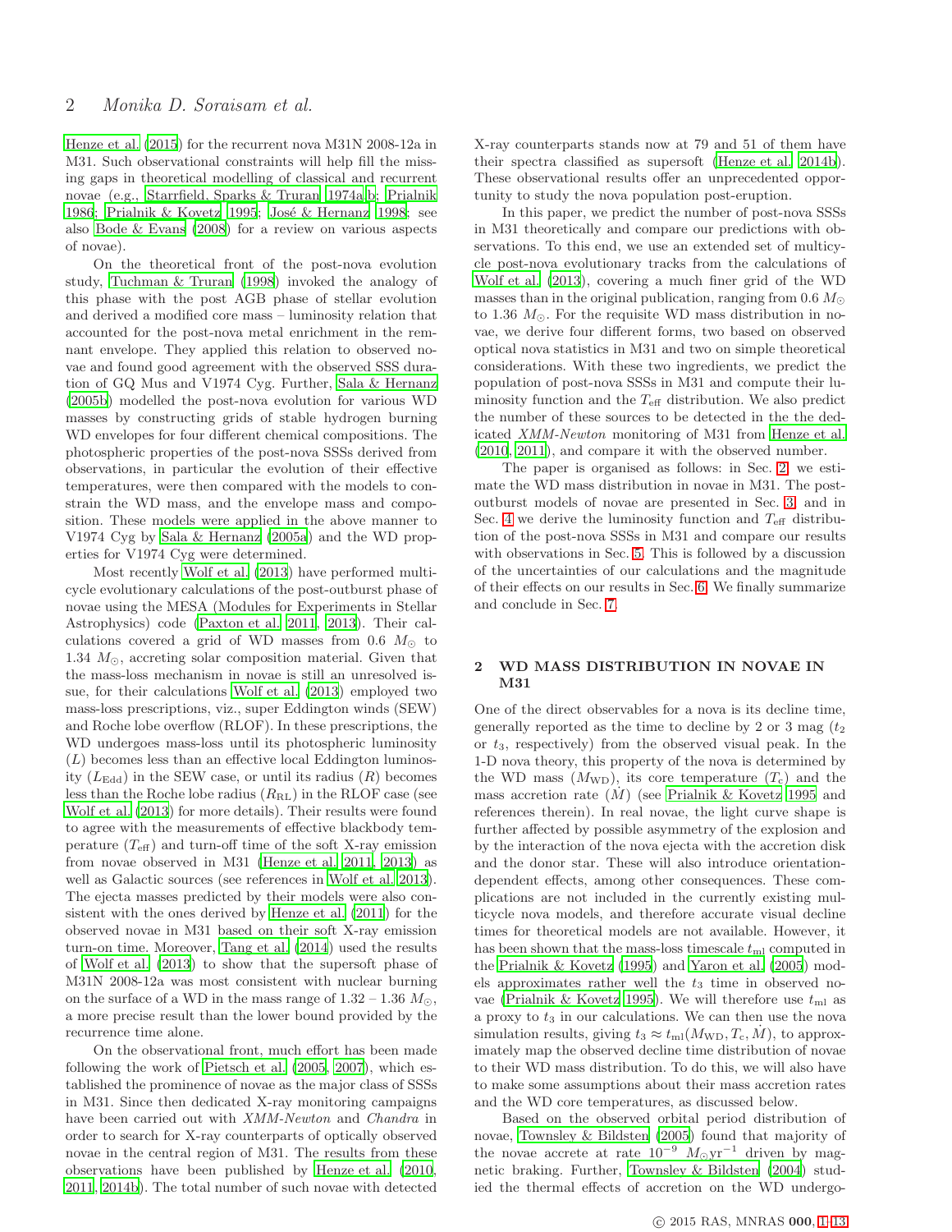Henze et al. (2015) for the recurrent nova M31N 2008-12a in M31. Such observational constraints will help fill the missing gaps in theoretical modelling of classical and recurrent novae (e.g., Starrfield, Sparks & Truran 1974a,b; Prialnik 1986; Prialnik & Kovetz 1995; José & Hernanz 1998; see also Bode & Evans (2008) for a review on various aspects of novae).

On the theoretical front of the post-nova evolution study, Tuchman & Truran (1998) invoked the analogy of this phase with the post AGB phase of stellar evolution and derived a modified core mass – luminosity relation that accounted for the post-nova metal enrichment in the remnant envelope. They applied this relation to observed novae and found good agreement with the observed SSS duration of GQ Mus and V1974 Cyg. Further, Sala & Hernanz (2005b) modelled the post-nova evolution for various WD masses by constructing grids of stable hydrogen burning WD envelopes for four different chemical compositions. The photospheric properties of the post-nova SSSs derived from observations, in particular the evolution of their effective temperatures, were then compared with the models to constrain the WD mass, and the envelope mass and composition. These models were applied in the above manner to V1974 Cyg by Sala & Hernanz (2005a) and the WD properties for V1974 Cyg were determined.

Most recently Wolf et al. (2013) have performed multicycle evolutionary calculations of the post-outburst phase of novae using the MESA (Modules for Experiments in Stellar Astrophysics) code (Paxton et al. 2011, 2013). Their calculations covered a grid of WD masses from 0.6 $M_{\odot}$ to 1.34 $M_{\odot}$, accreting solar composition material. Given that the mass-loss mechanism in novae is still an unresolved issue, for their calculations Wolf et al. (2013) employed two mass-loss prescriptions, viz., super Eddington winds (SEW) and Roche lobe overflow (RLOF). In these prescriptions, the WD undergoes mass-loss until its photospheric luminosity ($L$) becomes less than an effective local Eddington luminosity ($L_{\rm Edd}$) in the SEW case, or until its radius ($R$) becomes less than the Roche lobe radius ($R_{\rm RL}$) in the RLOF case (see Wolf et al. (2013) for more details). Their results were found to agree with the measurements of effective blackbody temperature ($T_{\rm eff}$) and turn-off time of the soft X-ray emission from novae observed in M31 (Henze et al. 2011, 2013) as well as Galactic sources (see references in Wolf et al. 2013). The ejecta masses predicted by their models were also consistent with the ones derived by Henze et al. (2011) for the observed novae in M31 based on their soft X-ray emission turn-on time. Moreover, Tang et al. (2014) used the results of Wolf et al. (2013) to show that the supersoft phase of M31N 2008-12a was most consistent with nuclear burning on the surface of a WD in the mass range of $1.32 - 1.36$ $M_{\odot}$, a more precise result than the lower bound provided by the recurrence time alone.

On the observational front, much effort has been made following the work of Pietsch et al. (2005, 2007), which established the prominence of novae as the major class of SSSs in M31. Since then dedicated X-ray monitoring campaigns have been carried out with *XMM-Newton* and *Chandra* in order to search for X-ray counterparts of optically observed novae in the central region of M31. The results from these observations have been published by Henze et al. (2010, 2011, 2014b). The total number of such novae with detected X-ray counterparts stands now at 79 and 51 of them have their spectra classified as supersoft (Henze et al. 2014b). These observational results offer an unprecedented opportunity to study the nova population post-eruption.

In this paper, we predict the number of post-nova SSSs in M31 theoretically and compare our predictions with observations. To this end, we use an extended set of multicycle post-nova evolutionary tracks from the calculations of Wolf et al. (2013), covering a much finer grid of the WD masses than in the original publication, ranging from 0.6 $M_{\odot}$ to 1.36 $M_{\odot}$. For the requisite WD mass distribution in novae, we derive four different forms, two based on observed optical nova statistics in M31 and two on simple theoretical considerations. With these two ingredients, we predict the population of post-nova SSSs in M31 and compute their luminosity function and the $T_{\rm eff}$ distribution. We also predict the number of these sources to be detected in the the dedicated *XMM-Newton* monitoring of M31 from Henze et al. (2010, 2011), and compare it with the observed number.

The paper is organised as follows: in Sec. 2, we estimate the WD mass distribution in novae in M31. The post-outburst models of novae are presented in Sec. 3, and in Sec. 4 we derive the luminosity function and $T_{\rm eff}$ distribution of the post-nova SSSs in M31 and compare our results with observations in Sec. 5. This is followed by a discussion of the uncertainties of our calculations and the magnitude of their effects on our results in Sec. 6. We finally summarize and conclude in Sec. 7.

## 2 WD MASS DISTRIBUTION IN NOVAE IN M31

One of the direct observables for a nova is its decline time, generally reported as the time to decline by 2 or 3 mag ($t_2$ or $t_3$, respectively) from the observed visual peak. In the 1-D nova theory, this property of the nova is determined by the WD mass ($M_{\rm WD}$), its core temperature ($T_{\rm c}$) and the mass accretion rate ($\dot{M}$) (see Prialnik & Kovetz 1995 and references therein). In real novae, the light curve shape is further affected by possible asymmetry of the explosion and by the interaction of the nova ejecta with the accretion disk and the donor star. These will also introduce orientation-dependent effects, among other consequences. These complications are not included in the currently existing multicycle nova models, and therefore accurate visual decline times for theoretical models are not available. However, it has been shown that the mass-loss timescale $t_{\rm ml}$ computed in the Prialnik & Kovetz (1995) and Yaron et al. (2005) models approximates rather well the $t_3$ time in observed novae (Prialnik & Kovetz 1995). We will therefore use $t_{\rm ml}$ as a proxy to $t_3$ in our calculations. We can then use the nova simulation results, giving $t_3 \approx t_{\rm ml}(M_{\rm WD}, T_{\rm c}, \dot{M})$, to approximately map the observed decline time distribution of novae to their WD mass distribution. To do this, we will also have to make some assumptions about their mass accretion rates and the WD core temperatures, as discussed below.

Based on the observed orbital period distribution of novae, Townsley & Bildsten (2005) found that majority of the novae accrete at rate $10^{-9}$ $M_{\odot}{\rm yr}^{-1}$ driven by magnetic braking. Further, Townsley & Bildsten (2004) studied the thermal effects of accretion on the WD undergo-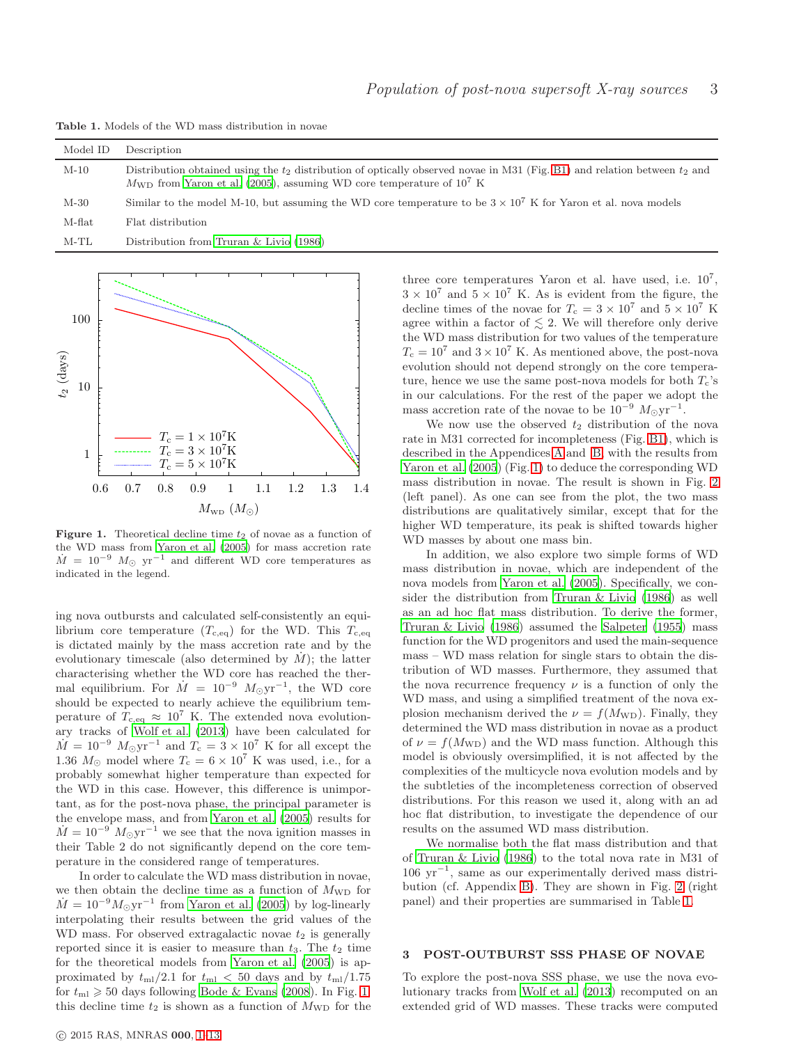**Table 1.** Models of the WD mass distribution in novae

| Model ID | Description |
|---|---|
| M-10 | Distribution obtained using the $t_2$ distribution of optically observed novae in M31 (Fig. B1) and relation between $t_2$ and $M_{\rm WD}$ from Yaron et al. (2005), assuming WD core temperature of $10^7$ K |
| M-30 | Similar to the model M-10, but assuming the WD core temperature to be $3\times10^7$ K for Yaron et al. nova models |
| M-flat | Flat distribution |
| M-TL | Distribution from Truran & Livio (1986) |

**Figure 1.** Theoretical decline time $t_2$ of novae as a function of the WD mass from Yaron et al. (2005) for mass accretion rate $\dot{M} = 10^{-9}$ $M_\odot$ yr$^{-1}$ and different WD core temperatures as indicated in the legend.

ing nova outbursts and calculated self-consistently an equilibrium core temperature ($T_{\rm c,eq}$) for the WD. This $T_{\rm c,eq}$ is dictated mainly by the mass accretion rate and by the evolutionary timescale (also determined by $\dot{M}$); the latter characterising whether the WD core has reached the thermal equilibrium. For $\dot{M} = 10^{-9}$ $M_\odot$yr$^{-1}$, the WD core should be expected to nearly achieve the equilibrium temperature of $T_{\rm c,eq} \approx 10^7$ K. The extended nova evolutionary tracks of Wolf et al. (2013) have been calculated for $\dot{M} = 10^{-9}$ $M_\odot$yr$^{-1}$ and $T_{\rm c} = 3\times10^7$ K for all except the 1.36 $M_\odot$ model where $T_{\rm c} = 6\times10^7$ K was used, i.e., for a probably somewhat higher temperature than expected for the WD in this case. However, this difference is unimportant, as for the post-nova phase, the principal parameter is the envelope mass, and from Yaron et al. (2005) results for $\dot{M} = 10^{-9}$ $M_\odot$yr$^{-1}$ we see that the nova ignition masses in their Table 2 do not significantly depend on the core temperature in the considered range of temperatures.

In order to calculate the WD mass distribution in novae, we then obtain the decline time as a function of $M_{\rm WD}$ for $\dot{M} = 10^{-9}M_\odot$yr$^{-1}$ from Yaron et al. (2005) by log-linearly interpolating their results between the grid values of the WD mass. For observed extragalactic novae $t_2$ is generally reported since it is easier to measure than $t_3$. The $t_2$ time for the theoretical models from Yaron et al. (2005) is approximated by $t_{\rm ml}/2.1$ for $t_{\rm ml} < 50$ days and by $t_{\rm ml}/1.75$ for $t_{\rm ml} \geqslant 50$ days following Bode & Evans (2008). In Fig. 1 this decline time $t_2$ is shown as a function of $M_{\rm WD}$ for the three core temperatures Yaron et al. have used, i.e. $10^7$, $3\times10^7$ and $5\times10^7$ K. As is evident from the figure, the decline times of the novae for $T_{\rm c} = 3\times10^7$ and $5\times10^7$ K agree within a factor of $\lesssim 2$. We will therefore only derive the WD mass distribution for two values of the temperature $T_{\rm c} = 10^7$ and $3\times10^7$ K. As mentioned above, the post-nova evolution should not depend strongly on the core temperature, hence we use the same post-nova models for both $T_{\rm c}$'s in our calculations. For the rest of the paper we adopt the mass accretion rate of the novae to be $10^{-9}$ $M_\odot$yr$^{-1}$.

We now use the observed $t_2$ distribution of the nova rate in M31 corrected for incompleteness (Fig. B1), which is described in the Appendices A and B, with the results from Yaron et al. (2005) (Fig. 1) to deduce the corresponding WD mass distribution in novae. The result is shown in Fig. 2 (left panel). As one can see from the plot, the two mass distributions are qualitatively similar, except that for the higher WD temperature, its peak is shifted towards higher WD masses by about one mass bin.

In addition, we also explore two simple forms of WD mass distribution in novae, which are independent of the nova models from Yaron et al. (2005). Specifically, we consider the distribution from Truran & Livio (1986) as well as an ad hoc flat mass distribution. To derive the former, Truran & Livio (1986) assumed the Salpeter (1955) mass function for the WD progenitors and used the main-sequence mass – WD mass relation for single stars to obtain the distribution of WD masses. Furthermore, they assumed that the nova recurrence frequency $\nu$ is a function of only the WD mass, and using a simplified treatment of the nova explosion mechanism derived the $\nu = f(M_{\rm WD})$. Finally, they determined the WD mass distribution in novae as a product of $\nu = f(M_{\rm WD})$ and the WD mass function. Although this model is obviously oversimplified, it is not affected by the complexities of the multicycle nova evolution models and by the subtleties of the incompleteness correction of observed distributions. For this reason we used it, along with an ad hoc flat distribution, to investigate the dependence of our results on the assumed WD mass distribution.

We normalise both the flat mass distribution and that of Truran & Livio (1986) to the total nova rate in M31 of 106 yr$^{-1}$, same as our experimentally derived mass distribution (cf. Appendix B). They are shown in Fig. 2 (right panel) and their properties are summarised in Table 1.

## 3 POST-OUTBURST SSS PHASE OF NOVAE

To explore the post-nova SSS phase, we use the nova evolutionary tracks from Wolf et al. (2013) recomputed on an extended grid of WD masses. These tracks were computed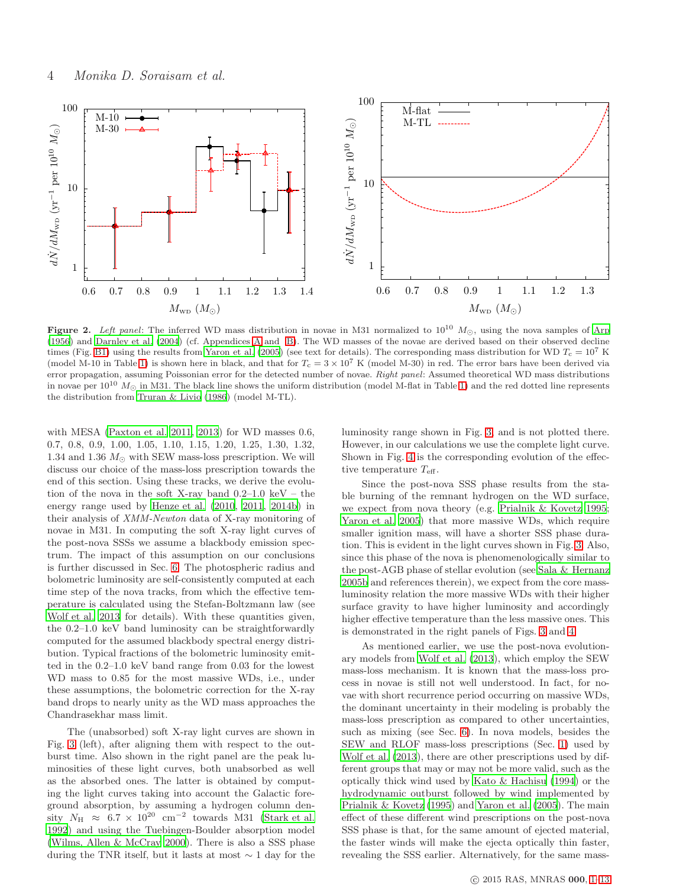**Figure 2.** *Left panel*: The inferred WD mass distribution in novae in M31 normalized to $10^{10}$ $M_\odot$, using the nova samples of Arp (1956) and Darnley et al. (2004) (cf. Appendices A and B). The WD masses of the novae are derived based on their observed decline times (Fig. B1) using the results from Yaron et al. (2005) (see text for details). The corresponding mass distribution for WD $T_c = 10^7$ K (model M-10 in Table 1) is shown here in black, and that for $T_c = 3 \times 10^7$ K (model M-30) in red. The error bars have been derived via error propagation, assuming Poissonian error for the detected number of novae. *Right panel*: Assumed theoretical WD mass distributions in novae per $10^{10}$ $M_\odot$ in M31. The black line shows the uniform distribution (model M-flat in Table 1) and the red dotted line represents the distribution from Truran & Livio (1986) (model M-TL).

with MESA (Paxton et al. 2011, 2013) for WD masses 0.6, 0.7, 0.8, 0.9, 1.00, 1.05, 1.10, 1.15, 1.20, 1.25, 1.30, 1.32, 1.34 and 1.36 $M_\odot$ with SEW mass-loss prescription. We will discuss our choice of the mass-loss prescription towards the end of this section. Using these tracks, we derive the evolution of the nova in the soft X-ray band 0.2–1.0 keV – the energy range used by Henze et al. (2010, 2011, 2014b) in their analysis of *XMM-Newton* data of X-ray monitoring of novae in M31. In computing the soft X-ray light curves of the post-nova SSSs we assume a blackbody emission spectrum. The impact of this assumption on our conclusions is further discussed in Sec. 6. The photospheric radius and bolometric luminosity are self-consistently computed at each time step of the nova tracks, from which the effective temperature is calculated using the Stefan-Boltzmann law (see Wolf et al. 2013 for details). With these quantities given, the 0.2–1.0 keV band luminosity can be straightforwardly computed for the assumed blackbody spectral energy distribution. Typical fractions of the bolometric luminosity emitted in the 0.2–1.0 keV band range from 0.03 for the lowest WD mass to 0.85 for the most massive WDs, i.e., under these assumptions, the bolometric correction for the X-ray band drops to nearly unity as the WD mass approaches the Chandrasekhar mass limit.

The (unabsorbed) soft X-ray light curves are shown in Fig. 3 (left), after aligning them with respect to the outburst time. Also shown in the right panel are the peak luminosities of these light curves, both unabsorbed as well as the absorbed ones. The latter is obtained by computing the light curves taking into account the Galactic foreground absorption, by assuming a hydrogen column density $N_{\rm H} \approx 6.7 \times 10^{20}$ cm$^{-2}$ towards M31 (Stark et al. 1992) and using the Tuebingen-Boulder absorption model (Wilms, Allen & McCray 2000). There is also a SSS phase during the TNR itself, but it lasts at most $\sim 1$ day for the luminosity range shown in Fig. 3, and is not plotted there. However, in our calculations we use the complete light curve. Shown in Fig. 4 is the corresponding evolution of the effective temperature $T_{\rm eff}$.

Since the post-nova SSS phase results from the stable burning of the remnant hydrogen on the WD surface, we expect from nova theory (e.g. Prialnik & Kovetz 1995; Yaron et al. 2005) that more massive WDs, which require smaller ignition mass, will have a shorter SSS phase duration. This is evident in the light curves shown in Fig. 3. Also, since this phase of the nova is phenomenologically similar to the post-AGB phase of stellar evolution (see Sala & Hernanz 2005b and references therein), we expect from the core mass-luminosity relation the more massive WDs with their higher surface gravity to have higher luminosity and accordingly higher effective temperature than the less massive ones. This is demonstrated in the right panels of Figs. 3 and 4.

As mentioned earlier, we use the post-nova evolutionary models from Wolf et al. (2013), which employ the SEW mass-loss mechanism. It is known that the mass-loss process in novae is still not well understood. In fact, for novae with short recurrence period occurring on massive WDs, the dominant uncertainty in their modeling is probably the mass-loss prescription as compared to other uncertainties, such as mixing (see Sec. 6). In nova models, besides the SEW and RLOF mass-loss prescriptions (Sec. 1) used by Wolf et al. (2013), there are other prescriptions used by different groups that may or may not be more valid, such as the optically thick wind used by Kato & Hachisu (1994) or the hydrodynamic outburst followed by wind implemented by Prialnik & Kovetz (1995) and Yaron et al. (2005). The main effect of these different wind prescriptions on the post-nova SSS phase is that, for the same amount of ejected material, the faster winds will make the ejecta optically thin faster, revealing the SSS earlier. Alternatively, for the same mass-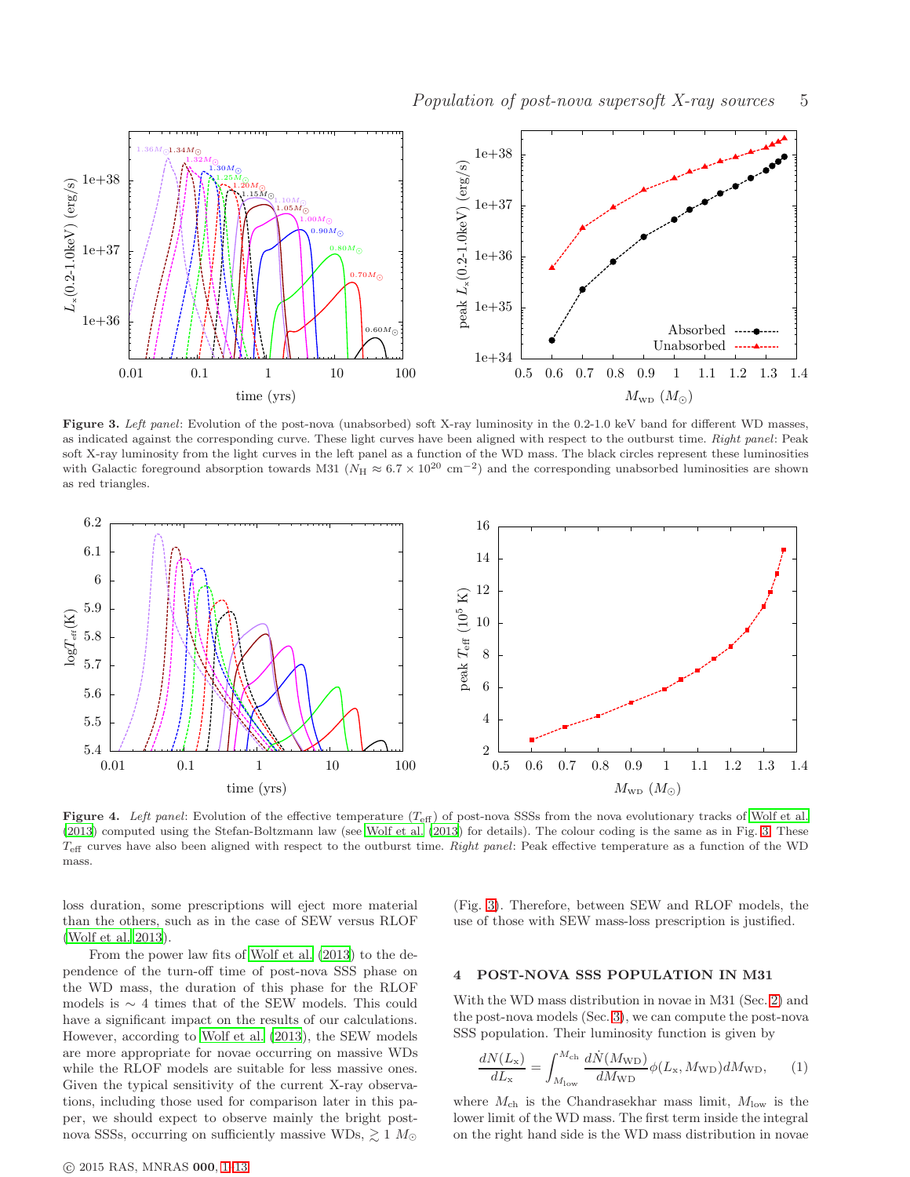**Figure 3.** *Left panel*: Evolution of the post-nova (unabsorbed) soft X-ray luminosity in the 0.2-1.0 keV band for different WD masses, as indicated against the corresponding curve. These light curves have been aligned with respect to the outburst time. *Right panel*: Peak soft X-ray luminosity from the light curves in the left panel as a function of the WD mass. The black circles represent these luminosities with Galactic foreground absorption towards M31 ($N_{\rm H} \approx 6.7 \times 10^{20}$ cm$^{-2}$) and the corresponding unabsorbed luminosities are shown as red triangles.

**Figure 4.** *Left panel*: Evolution of the effective temperature ($T_{\rm eff}$) of post-nova SSSs from the nova evolutionary tracks of Wolf et al. (2013) computed using the Stefan-Boltzmann law (see Wolf et al. (2013) for details). The colour coding is the same as in Fig. 3. These $T_{\rm eff}$ curves have also been aligned with respect to the outburst time. *Right panel*: Peak effective temperature as a function of the WD mass.

loss duration, some prescriptions will eject more material than the others, such as in the case of SEW versus RLOF (Wolf et al. 2013).

From the power law fits of Wolf et al. (2013) to the dependence of the turn-off time of post-nova SSS phase on the WD mass, the duration of this phase for the RLOF models is $\sim 4$ times that of the SEW models. This could have a significant impact on the results of our calculations. However, according to Wolf et al. (2013), the SEW models are more appropriate for novae occurring on massive WDs while the RLOF models are suitable for less massive ones. Given the typical sensitivity of the current X-ray observations, including those used for comparison later in this paper, we should expect to observe mainly the bright post-nova SSSs, occurring on sufficiently massive WDs, $\gtrsim 1\ M_\odot$ (Fig. 3). Therefore, between SEW and RLOF models, the use of those with SEW mass-loss prescription is justified.

## 4 POST-NOVA SSS POPULATION IN M31

With the WD mass distribution in novae in M31 (Sec. 2) and the post-nova models (Sec. 3), we can compute the post-nova SSS population. Their luminosity function is given by

$$\frac{dN(L_{\rm x})}{dL_{\rm x}} = \int_{M_{\rm low}}^{M_{\rm ch}} \frac{d\dot{N}(M_{\rm WD})}{dM_{\rm WD}} \phi(L_{\rm x}, M_{\rm WD}) dM_{\rm WD}, \qquad (1)$$

where $M_{\rm ch}$ is the Chandrasekhar mass limit, $M_{\rm low}$ is the lower limit of the WD mass. The first term inside the integral on the right hand side is the WD mass distribution in novae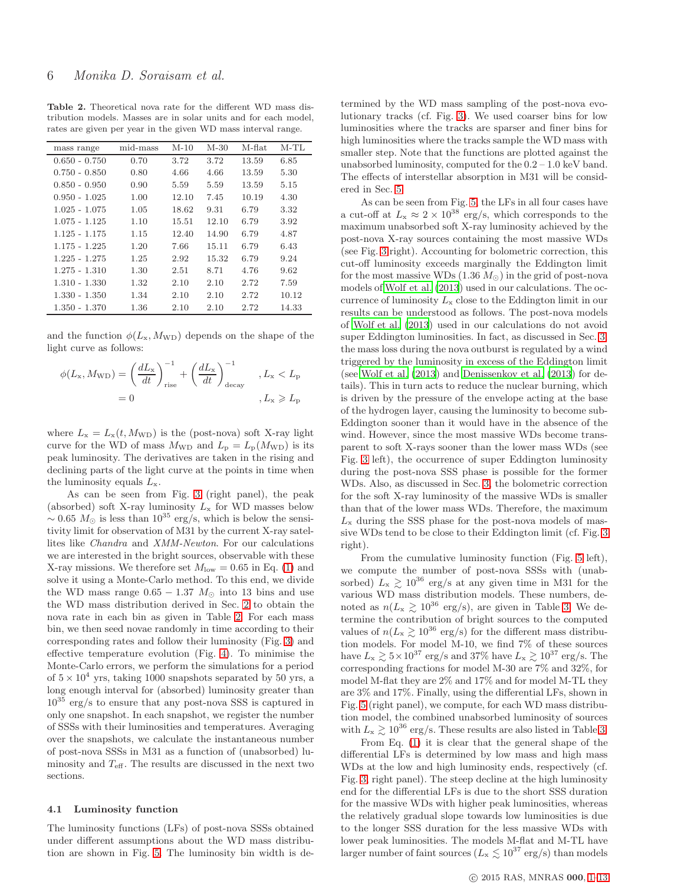**Table 2.** Theoretical nova rate for the different WD mass distribution models. Masses are in solar units and for each model, rates are given per year in the given WD mass interval range.

| mass range | mid-mass | M-10 | M-30 | M-flat | M-TL |
|---|---|---|---|---|---|
| 0.650 - 0.750 | 0.70 | 3.72 | 3.72 | 13.59 | 6.85 |
| 0.750 - 0.850 | 0.80 | 4.66 | 4.66 | 13.59 | 5.30 |
| 0.850 - 0.950 | 0.90 | 5.59 | 5.59 | 13.59 | 5.15 |
| 0.950 - 1.025 | 1.00 | 12.10 | 7.45 | 10.19 | 4.30 |
| 1.025 - 1.075 | 1.05 | 18.62 | 9.31 | 6.79 | 3.32 |
| 1.075 - 1.125 | 1.10 | 15.51 | 12.10 | 6.79 | 3.92 |
| 1.125 - 1.175 | 1.15 | 12.40 | 14.90 | 6.79 | 4.87 |
| 1.175 - 1.225 | 1.20 | 7.66 | 15.11 | 6.79 | 6.43 |
| 1.225 - 1.275 | 1.25 | 2.92 | 15.32 | 6.79 | 9.24 |
| 1.275 - 1.310 | 1.30 | 2.51 | 8.71 | 4.76 | 9.62 |
| 1.310 - 1.330 | 1.32 | 2.10 | 2.10 | 2.72 | 7.59 |
| 1.330 - 1.350 | 1.34 | 2.10 | 2.10 | 2.72 | 10.12 |
| 1.350 - 1.370 | 1.36 | 2.10 | 2.10 | 2.72 | 14.33 |

and the function $\phi(L_{\rm x}, M_{\rm WD})$ depends on the shape of the light curve as follows:

$$\phi(L_{\rm x}, M_{\rm WD}) = \left(\frac{dL_{\rm x}}{dt}\right)^{-1}_{\rm rise} + \left(\frac{dL_{\rm x}}{dt}\right)^{-1}_{\rm decay} \quad , L_{\rm x} < L_{\rm p}$$
$$= 0 \quad , L_{\rm x} \geqslant L_{\rm p}$$

where $L_{\rm x} = L_{\rm x}(t, M_{\rm WD})$ is the (post-nova) soft X-ray light curve for the WD of mass $M_{\rm WD}$ and $L_{\rm p} = L_{\rm p}(M_{\rm WD})$ is its peak luminosity. The derivatives are taken in the rising and declining parts of the light curve at the points in time when the luminosity equals $L_{\rm x}$.

As can be seen from Fig. 3 (right panel), the peak (absorbed) soft X-ray luminosity $L_{\rm x}$ for WD masses below $\sim 0.65\ M_{\odot}$ is less than $10^{35}$ erg/s, which is below the sensitivity limit for observation of M31 by the current X-ray satellites like *Chandra* and *XMM-Newton*. For our calculations we are interested in the bright sources, observable with these X-ray missions. We therefore set $M_{\rm low} = 0.65$ in Eq. (1) and solve it using a Monte-Carlo method. To this end, we divide the WD mass range $0.65 - 1.37\ M_{\odot}$ into 13 bins and use the WD mass distribution derived in Sec. 2 to obtain the nova rate in each bin as given in Table 2. For each mass bin, we then seed novae randomly in time according to their corresponding rates and follow their luminosity (Fig. 3) and effective temperature evolution (Fig. 4). To minimise the Monte-Carlo errors, we perform the simulations for a period of $5 \times 10^4$ yrs, taking 1000 snapshots separated by 50 yrs, a long enough interval for (absorbed) luminosity greater than $10^{35}$ erg/s to ensure that any post-nova SSS is captured in only one snapshot. In each snapshot, we register the number of SSSs with their luminosities and temperatures. Averaging over the snapshots, we calculate the instantaneous number of post-nova SSSs in M31 as a function of (unabsorbed) luminosity and $T_{\rm eff}$. The results are discussed in the next two sections.

### 4.1 Luminosity function

The luminosity functions (LFs) of post-nova SSSs obtained under different assumptions about the WD mass distribution are shown in Fig. 5. The luminosity bin width is determined by the WD mass sampling of the post-nova evolutionary tracks (cf. Fig. 3). We used coarser bins for low luminosities where the tracks are sparser and finer bins for high luminosities where the tracks sample the WD mass with smaller step. Note that the functions are plotted against the unabsorbed luminosity, computed for the 0.2 – 1.0 keV band. The effects of interstellar absorption in M31 will be considered in Sec. 5.

As can be seen from Fig. 5, the LFs in all four cases have a cut-off at $L_{\rm x} \approx 2 \times 10^{38}$ erg/s, which corresponds to the maximum unabsorbed soft X-ray luminosity achieved by the post-nova X-ray sources containing the most massive WDs (see Fig. 3 right). Accounting for bolometric correction, this cut-off luminosity exceeds marginally the Eddington limit for the most massive WDs ($1.36\ M_{\odot}$) in the grid of post-nova models of Wolf et al. (2013) used in our calculations. The occurrence of luminosity $L_{\rm x}$ close to the Eddington limit in our results can be understood as follows. The post-nova models of Wolf et al. (2013) used in our calculations do not avoid super Eddington luminosities. In fact, as discussed in Sec. 3, the mass loss during the nova outburst is regulated by a wind triggered by the luminosity in excess of the Eddington limit (see Wolf et al. (2013) and Denissenkov et al. (2013) for details). This in turn acts to reduce the nuclear burning, which is driven by the pressure of the envelope acting at the base of the hydrogen layer, causing the luminosity to become sub-Eddington sooner than it would have in the absence of the wind. However, since the most massive WDs become transparent to soft X-rays sooner than the lower mass WDs (see Fig. 3 left), the occurrence of super Eddington luminosity during the post-nova SSS phase is possible for the former WDs. Also, as discussed in Sec. 3, the bolometric correction for the soft X-ray luminosity of the massive WDs is smaller than that of the lower mass WDs. Therefore, the maximum $L_{\rm x}$ during the SSS phase for the post-nova models of massive WDs tend to be close to their Eddington limit (cf. Fig. 3 right).

From the cumulative luminosity function (Fig. 5 left), we compute the number of post-nova SSSs with (unabsorbed) $L_{\rm x} \gtrsim 10^{36}$ erg/s at any given time in M31 for the various WD mass distribution models. These numbers, denoted as $n(L_{\rm x} \gtrsim 10^{36}$ erg/s$)$, are given in Table 3. We determine the contribution of bright sources to the computed values of $n(L_{\rm x} \gtrsim 10^{36}$ erg/s$)$ for the different mass distribution models. For model M-10, we find 7% of these sources have $L_{\rm x} \gtrsim 5 \times 10^{37}$ erg/s and 37% have $L_{\rm x} \gtrsim 10^{37}$ erg/s. The corresponding fractions for model M-30 are 7% and 32%, for model M-flat they are 2% and 17% and for model M-TL they are 3% and 17%. Finally, using the differential LFs, shown in Fig. 5 (right panel), we compute, for each WD mass distribution model, the combined unabsorbed luminosity of sources with $L_{\rm x} \gtrsim 10^{36}$ erg/s. These results are also listed in Table 3.

From Eq. (1) it is clear that the general shape of the differential LFs is determined by low mass and high mass WDs at the low and high luminosity ends, respectively (cf. Fig. 3, right panel). The steep decline at the high luminosity end for the differential LFs is due to the short SSS duration for the massive WDs with higher peak luminosities, whereas the relatively gradual slope towards low luminosities is due to the longer SSS duration for the less massive WDs with lower peak luminosities. The models M-flat and M-TL have larger number of faint sources ($L_{\rm x} \lesssim 10^{37}$ erg/s) than models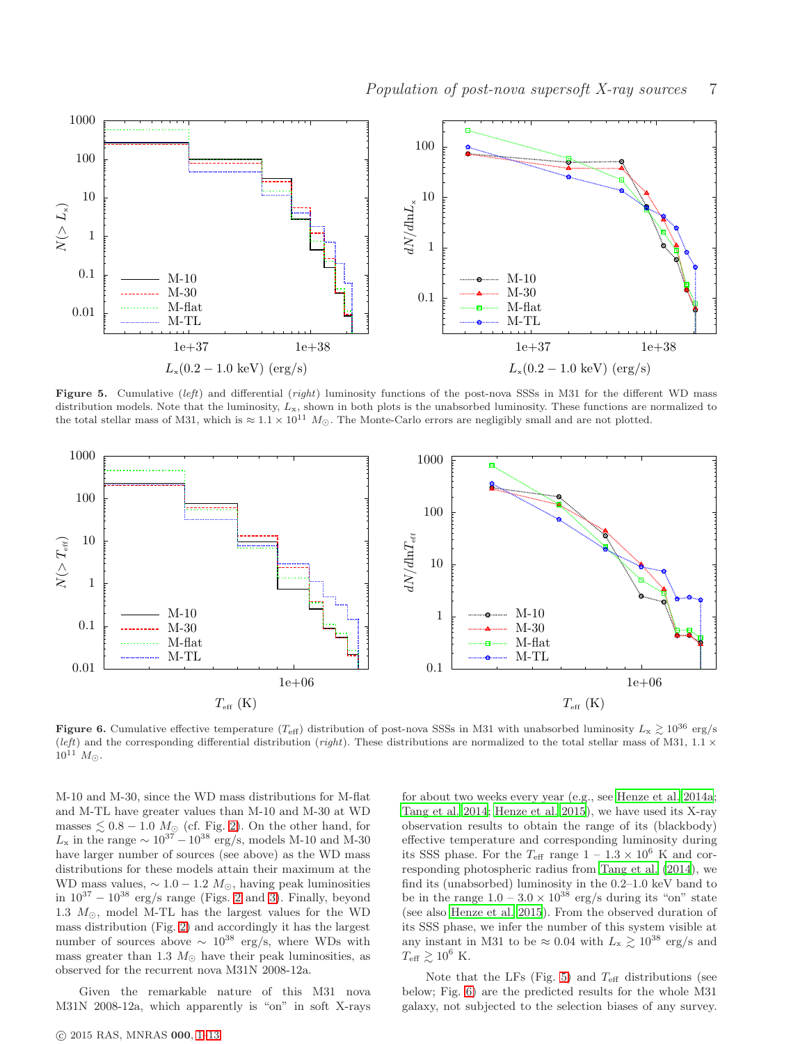**Figure 5.** Cumulative (*left*) and differential (*right*) luminosity functions of the post-nova SSSs in M31 for the different WD mass distribution models. Note that the luminosity, $L_x$, shown in both plots is the unabsorbed luminosity. These functions are normalized to the total stellar mass of M31, which is $\approx 1.1 \times 10^{11}\ M_\odot$. The Monte-Carlo errors are negligibly small and are not plotted.

**Figure 6.** Cumulative effective temperature ($T_{\rm eff}$) distribution of post-nova SSSs in M31 with unabsorbed luminosity $L_x \gtrsim 10^{36}$ erg/s (*left*) and the corresponding differential distribution (*right*). These distributions are normalized to the total stellar mass of M31, $1.1 \times 10^{11}\ M_\odot$.

M-10 and M-30, since the WD mass distributions for M-flat and M-TL have greater values than M-10 and M-30 at WD masses $\lesssim 0.8 - 1.0\ M_\odot$ (cf. Fig. 2). On the other hand, for $L_x$ in the range $\sim 10^{37} - 10^{38}$ erg/s, models M-10 and M-30 have larger number of sources (see above) as the WD mass distributions for these models attain their maximum at the WD mass values, $\sim 1.0 - 1.2\ M_\odot$, having peak luminosities in $10^{37} - 10^{38}$ erg/s range (Figs. 2 and 3). Finally, beyond $1.3\ M_\odot$, model M-TL has the largest values for the WD mass distribution (Fig. 2) and accordingly it has the largest number of sources above $\sim 10^{38}$ erg/s, where WDs with mass greater than $1.3\ M_\odot$ have their peak luminosities, as observed for the recurrent nova M31N 2008-12a.

Given the remarkable nature of this M31 nova M31N 2008-12a, which apparently is "on" in soft X-rays for about two weeks every year (e.g., see Henze et al. 2014a; Tang et al. 2014; Henze et al. 2015), we have used its X-ray observation results to obtain the range of its (blackbody) effective temperature and corresponding luminosity during its SSS phase. For the $T_{\rm eff}$ range $1 - 1.3 \times 10^6$ K and corresponding photospheric radius from Tang et al. (2014), we find its (unabsorbed) luminosity in the 0.2–1.0 keV band to be in the range $1.0 - 3.0 \times 10^{38}$ erg/s during its "on" state (see also Henze et al. 2015). From the observed duration of its SSS phase, we infer the number of this system visible at any instant in M31 to be $\approx 0.04$ with $L_x \gtrsim 10^{38}$ erg/s and $T_{\rm eff} \gtrsim 10^6$ K.

Note that the LFs (Fig. 5) and $T_{\rm eff}$ distributions (see below; Fig. 6) are the predicted results for the whole M31 galaxy, not subjected to the selection biases of any survey.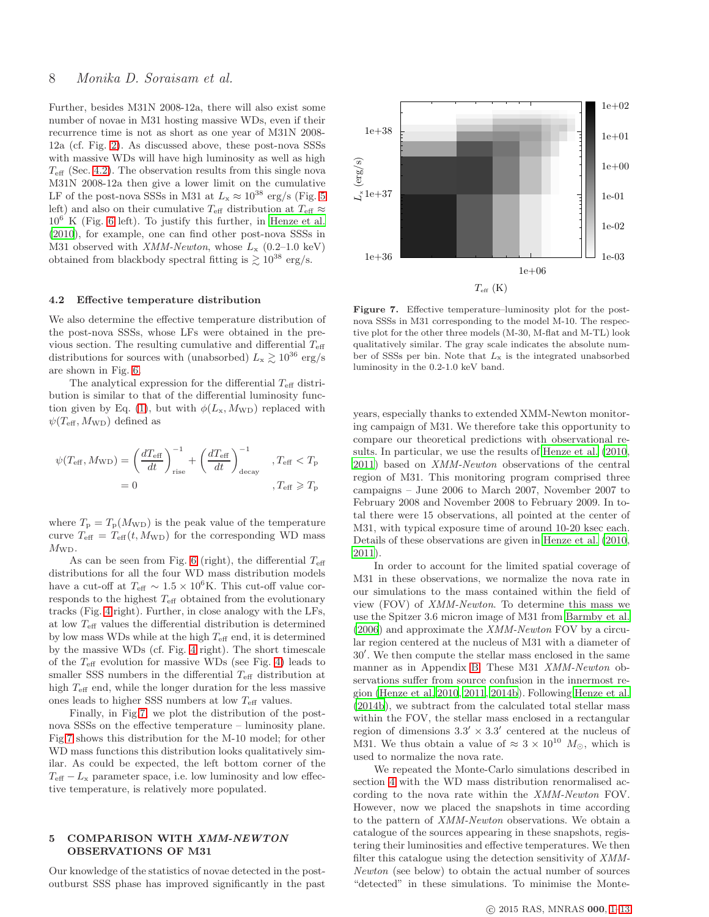Further, besides M31N 2008-12a, there will also exist some number of novae in M31 hosting massive WDs, even if their recurrence time is not as short as one year of M31N 2008-12a (cf. Fig. 2). As discussed above, these post-nova SSSs with massive WDs will have high luminosity as well as high $T_{\rm eff}$ (Sec. 4.2). The observation results from this single nova M31N 2008-12a then give a lower limit on the cumulative LF of the post-nova SSSs in M31 at $L_{\rm x} \approx 10^{38}$ erg/s (Fig. 5 left) and also on their cumulative $T_{\rm eff}$ distribution at $T_{\rm eff} \approx 10^6$ K (Fig. 6 left). To justify this further, in Henze et al. (2010), for example, one can find other post-nova SSSs in M31 observed with *XMM-Newton*, whose $L_{\rm x}$ (0.2–1.0 keV) obtained from blackbody spectral fitting is $\gtrsim 10^{38}$ erg/s.

### 4.2 Effective temperature distribution

We also determine the effective temperature distribution of the post-nova SSSs, whose LFs were obtained in the previous section. The resulting cumulative and differential $T_{\rm eff}$ distributions for sources with (unabsorbed) $L_{\rm x} \gtrsim 10^{36}$ erg/s are shown in Fig. 6.

The analytical expression for the differential $T_{\rm eff}$ distribution is similar to that of the differential luminosity function given by Eq. (1), but with $\phi(L_{\rm x}, M_{\rm WD})$ replaced with $\psi(T_{\rm eff}, M_{\rm WD})$ defined as

$$\psi(T_{\rm eff}, M_{\rm WD}) = \left(\frac{dT_{\rm eff}}{dt}\right)^{-1}_{\rm rise} + \left(\frac{dT_{\rm eff}}{dt}\right)^{-1}_{\rm decay} \quad , T_{\rm eff} < T_{\rm p}$$

$$= 0 \quad , T_{\rm eff} \geqslant T_{\rm p}$$

where $T_{\rm p} = T_{\rm p}(M_{\rm WD})$ is the peak value of the temperature curve $T_{\rm eff} = T_{\rm eff}(t, M_{\rm WD})$ for the corresponding WD mass $M_{\rm WD}$.

As can be seen from Fig. 6 (right), the differential $T_{\rm eff}$ distributions for all the four WD mass distribution models have a cut-off at $T_{\rm eff} \sim 1.5 \times 10^6$K. This cut-off value corresponds to the highest $T_{\rm eff}$ obtained from the evolutionary tracks (Fig. 4 right). Further, in close analogy with the LFs, at low $T_{\rm eff}$ values the differential distribution is determined by low mass WDs while at the high $T_{\rm eff}$ end, it is determined by the massive WDs (cf. Fig. 4 right). The short timescale of the $T_{\rm eff}$ evolution for massive WDs (see Fig. 4) leads to smaller SSS numbers in the differential $T_{\rm eff}$ distribution at high $T_{\rm eff}$ end, while the longer duration for the less massive ones leads to higher SSS numbers at low $T_{\rm eff}$ values.

Finally, in Fig 7, we plot the distribution of the post-nova SSSs on the effective temperature – luminosity plane. Fig 7 shows this distribution for the M-10 model; for other WD mass functions this distribution looks qualitatively similar. As could be expected, the left bottom corner of the $T_{\rm eff} - L_{\rm x}$ parameter space, i.e. low luminosity and low effective temperature, is relatively more populated.

**Figure 7.** Effective temperature–luminosity plot for the post-nova SSSs in M31 corresponding to the model M-10. The respective plot for the other three models (M-30, M-flat and M-TL) look qualitatively similar. The gray scale indicates the absolute number of SSSs per bin. Note that $L_{\rm x}$ is the integrated unabsorbed luminosity in the 0.2-1.0 keV band.

## 5 COMPARISON WITH *XMM-NEWTON* OBSERVATIONS OF M31

Our knowledge of the statistics of novae detected in the post-outburst SSS phase has improved significantly in the past years, especially thanks to extended XMM-Newton monitoring campaign of M31. We therefore take this opportunity to compare our theoretical predictions with observational results. In particular, we use the results of Henze et al. (2010, 2011) based on *XMM-Newton* observations of the central region of M31. This monitoring program comprised three campaigns – June 2006 to March 2007, November 2007 to February 2008 and November 2008 to February 2009. In total there were 15 observations, all pointed at the center of M31, with typical exposure time of around 10-20 ksec each. Details of these observations are given in Henze et al. (2010, 2011).

In order to account for the limited spatial coverage of M31 in these observations, we normalize the nova rate in our simulations to the mass contained within the field of view (FOV) of *XMM-Newton*. To determine this mass we use the Spitzer 3.6 micron image of M31 from Barmby et al. (2006) and approximate the *XMM-Newton* FOV by a circular region centered at the nucleus of M31 with a diameter of $30'$. We then compute the stellar mass enclosed in the same manner as in Appendix B. These M31 *XMM-Newton* observations suffer from source confusion in the innermost region (Henze et al. 2010, 2011, 2014b). Following Henze et al. (2014b), we subtract from the calculated total stellar mass within the FOV, the stellar mass enclosed in a rectangular region of dimensions $3.3' \times 3.3'$ centered at the nucleus of M31. We thus obtain a value of $\approx 3 \times 10^{10}$ $M_\odot$, which is used to normalize the nova rate.

We repeated the Monte-Carlo simulations described in section 4 with the WD mass distribution renormalised according to the nova rate within the *XMM-Newton* FOV. However, now we placed the snapshots in time according to the pattern of *XMM-Newton* observations. We obtain a catalogue of the sources appearing in these snapshots, registering their luminosities and effective temperatures. We then filter this catalogue using the detection sensitivity of *XMM-Newton* (see below) to obtain the actual number of sources "detected" in these simulations. To minimise the Monte-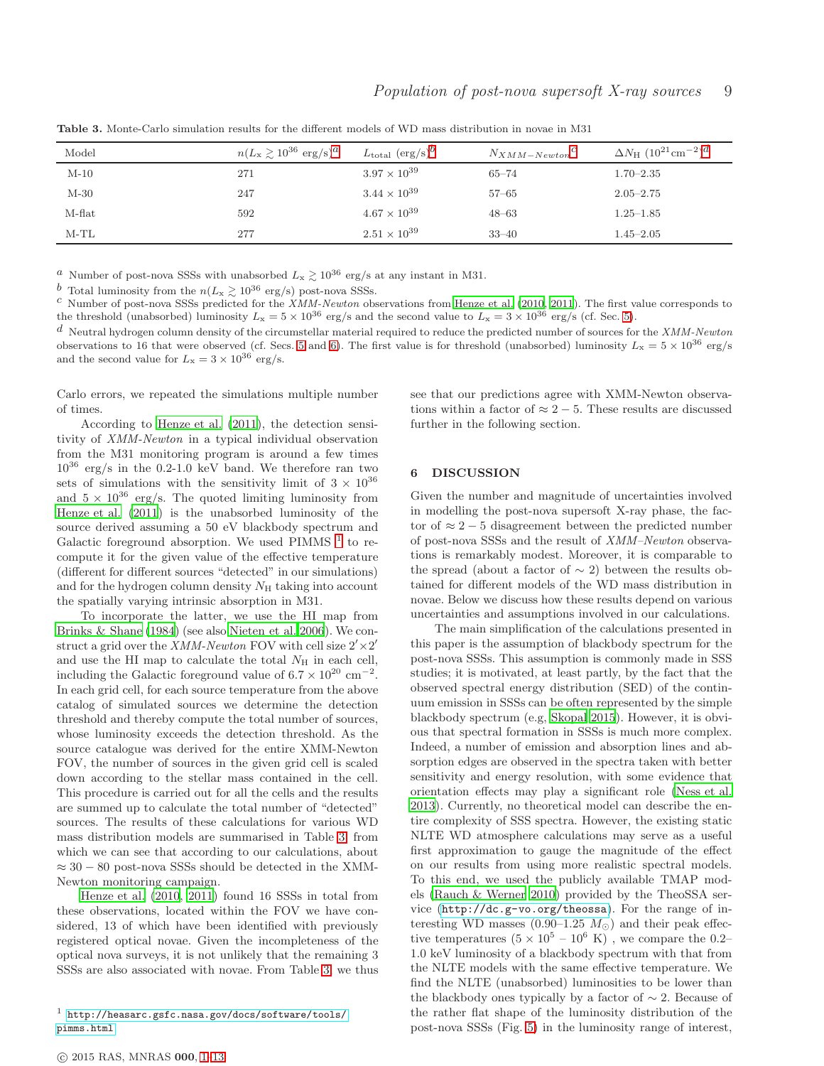**Table 3.** Monte-Carlo simulation results for the different models of WD mass distribution in novae in M31

| Model | $n(L_\mathrm{x} \gtrsim 10^{36}$ erg/s)[a] | $L_\mathrm{total}$ (erg/s)[b] | $N_{XMM-Newton}$[c] | $\Delta N_\mathrm{H}$ ($10^{21}\mathrm{cm}^{-2}$)[d] |
|---|---|---|---|---|
| M-10 | 271 | $3.97 \times 10^{39}$ | 65–74 | 1.70–2.35 |
| M-30 | 247 | $3.44 \times 10^{39}$ | 57–65 | 2.05–2.75 |
| M-flat | 592 | $4.67 \times 10^{39}$ | 48–63 | 1.25–1.85 |
| M-TL | 277 | $2.51 \times 10^{39}$ | 33–40 | 1.45–2.05 |

[a] Number of post-nova SSSs with unabsorbed $L_\mathrm{x} \gtrsim 10^{36}$ erg/s at any instant in M31.

[b] Total luminosity from the $n(L_\mathrm{x} \gtrsim 10^{36}$ erg/s) post-nova SSSs.

[c] Number of post-nova SSSs predicted for the *XMM-Newton* observations from Henze et al. (2010, 2011). The first value corresponds to the threshold (unabsorbed) luminosity $L_\mathrm{x} = 5 \times 10^{36}$ erg/s and the second value to $L_\mathrm{x} = 3 \times 10^{36}$ erg/s (cf. Sec. 5).

[d] Neutral hydrogen column density of the circumstellar material required to reduce the predicted number of sources for the *XMM-Newton* observations to 16 that were observed (cf. Secs. 5 and 6). The first value is for threshold (unabsorbed) luminosity $L_\mathrm{x} = 5 \times 10^{36}$ erg/s and the second value for $L_\mathrm{x} = 3 \times 10^{36}$ erg/s.

Carlo errors, we repeated the simulations multiple number of times.

According to Henze et al. (2011), the detection sensitivity of *XMM-Newton* in a typical individual observation from the M31 monitoring program is around a few times $10^{36}$ erg/s in the 0.2-1.0 keV band. We therefore ran two sets of simulations with the sensitivity limit of $3 \times 10^{36}$ and $5 \times 10^{36}$ erg/s. The quoted limiting luminosity from Henze et al. (2011) is the unabsorbed luminosity of the source derived assuming a 50 eV blackbody spectrum and Galactic foreground absorption. We used PIMMS [1] to recompute it for the given value of the effective temperature (different for different sources "detected" in our simulations) and for the hydrogen column density $N_\mathrm{H}$ taking into account the spatially varying intrinsic absorption in M31.

To incorporate the latter, we use the HI map from Brinks & Shane (1984) (see also Nieten et al. 2006). We construct a grid over the *XMM-Newton* FOV with cell size $2' \times 2'$ and use the HI map to calculate the total $N_\mathrm{H}$ in each cell, including the Galactic foreground value of $6.7 \times 10^{20}$ cm$^{-2}$. In each grid cell, for each source temperature from the above catalog of simulated sources we determine the detection threshold and thereby compute the total number of sources, whose luminosity exceeds the detection threshold. As the source catalogue was derived for the entire XMM-Newton FOV, the number of sources in the given grid cell is scaled down according to the stellar mass contained in the cell. This procedure is carried out for all the cells and the results are summed up to calculate the total number of "detected" sources. The results of these calculations for various WD mass distribution models are summarised in Table 3, from which we can see that according to our calculations, about $\approx 30-80$ post-nova SSSs should be detected in the XMM-Newton monitoring campaign.

Henze et al. (2010, 2011) found 16 SSSs in total from these observations, located within the FOV we have considered, 13 of which have been identified with previously registered optical novae. Given the incompleteness of the optical nova surveys, it is not unlikely that the remaining 3 SSSs are also associated with novae. From Table 3, we thus see that our predictions agree with XMM-Newton observations within a factor of $\approx 2-5$. These results are discussed further in the following section.

[1] http://heasarc.gsfc.nasa.gov/docs/software/tools/pimms.html

## 6 DISCUSSION

Given the number and magnitude of uncertainties involved in modelling the post-nova supersoft X-ray phase, the factor of $\approx 2-5$ disagreement between the predicted number of post-nova SSSs and the result of *XMM–Newton* observations is remarkably modest. Moreover, it is comparable to the spread (about a factor of $\sim 2$) between the results obtained for different models of the WD mass distribution in novae. Below we discuss how these results depend on various uncertainties and assumptions involved in our calculations.

The main simplification of the calculations presented in this paper is the assumption of blackbody spectrum for the post-nova SSSs. This assumption is commonly made in SSS studies; it is motivated, at least partly, by the fact that the observed spectral energy distribution (SED) of the continuum emission in SSSs can be often represented by the simple blackbody spectrum (e.g, Skopal 2015). However, it is obvious that spectral formation in SSSs is much more complex. Indeed, a number of emission and absorption lines and absorption edges are observed in the spectra taken with better sensitivity and energy resolution, with some evidence that orientation effects may play a significant role (Ness et al. 2013). Currently, no theoretical model can describe the entire complexity of SSS spectra. However, the existing static NLTE WD atmosphere calculations may serve as a useful first approximation to gauge the magnitude of the effect on our results from using more realistic spectral models. To this end, we used the publicly available TMAP models (Rauch & Werner 2010) provided by the TheoSSA service (`http://dc.g-vo.org/theossa`). For the range of interesting WD masses (0.90–1.25 $M_\odot$) and their peak effective temperatures ($5 \times 10^5$ – $10^6$ K) , we compare the 0.2–1.0 keV luminosity of a blackbody spectrum with that from the NLTE models with the same effective temperature. We find the NLTE (unabsorbed) luminosities to be lower than the blackbody ones typically by a factor of $\sim 2$. Because of the rather flat shape of the luminosity distribution of the post-nova SSSs (Fig. 5) in the luminosity range of interest,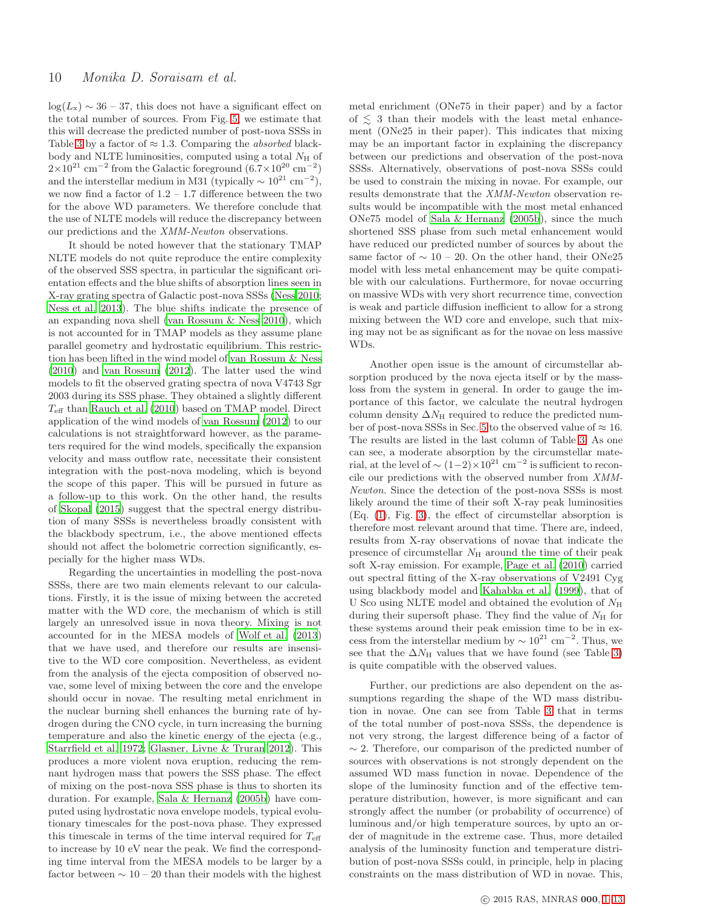$\log(L_x) \sim 36 - 37$, this does not have a significant effect on the total number of sources. From Fig. 5, we estimate that this will decrease the predicted number of post-nova SSSs in Table 3 by a factor of $\approx 1.3$. Comparing the *absorbed* blackbody and NLTE luminosities, computed using a total $N_{\rm H}$ of $2{\times}10^{21}$ cm$^{-2}$ from the Galactic foreground ($6.7{\times}10^{20}$ cm$^{-2}$) and the interstellar medium in M31 (typically $\sim 10^{21}$ cm$^{-2}$), we now find a factor of 1.2 – 1.7 difference between the two for the above WD parameters. We therefore conclude that the use of NLTE models will reduce the discrepancy between our predictions and the *XMM-Newton* observations.

It should be noted however that the stationary TMAP NLTE models do not quite reproduce the entire complexity of the observed SSS spectra, in particular the significant orientation effects and the blue shifts of absorption lines seen in X-ray grating spectra of Galactic post-nova SSSs (Ness 2010; Ness et al. 2013). The blue shifts indicate the presence of an expanding nova shell (van Rossum & Ness 2010), which is not accounted for in TMAP models as they assume plane parallel geometry and hydrostatic equilibrium. This restriction has been lifted in the wind model of van Rossum & Ness (2010) and van Rossum (2012). The latter used the wind models to fit the observed grating spectra of nova V4743 Sgr 2003 during its SSS phase. They obtained a slightly different $T_{\rm eff}$ than Rauch et al. (2010) based on TMAP model. Direct application of the wind models of van Rossum (2012) to our calculations is not straightforward however, as the parameters required for the wind models, specifically the expansion velocity and mass outflow rate, necessitate their consistent integration with the post-nova modeling, which is beyond the scope of this paper. This will be pursued in future as a follow-up to this work. On the other hand, the results of Skopal (2015) suggest that the spectral energy distribution of many SSSs is nevertheless broadly consistent with the blackbody spectrum, i.e., the above mentioned effects should not affect the bolometric correction significantly, especially for the higher mass WDs.

Regarding the uncertainties in modelling the post-nova SSSs, there are two main elements relevant to our calculations. Firstly, it is the issue of mixing between the accreted matter with the WD core, the mechanism of which is still largely an unresolved issue in nova theory. Mixing is not accounted for in the MESA models of Wolf et al. (2013) that we have used, and therefore our results are insensitive to the WD core composition. Nevertheless, as evident from the analysis of the ejecta composition of observed novae, some level of mixing between the core and the envelope should occur in novae. The resulting metal enrichment in the nuclear burning shell enhances the burning rate of hydrogen during the CNO cycle, in turn increasing the burning temperature and also the kinetic energy of the ejecta (e.g., Starrfield et al. 1972; Glasner, Livne & Truran 2012). This produces a more violent nova eruption, reducing the remnant hydrogen mass that powers the SSS phase. The effect of mixing on the post-nova SSS phase is thus to shorten its duration. For example, Sala & Hernanz (2005b) have computed using hydrostatic nova envelope models, typical evolutionary timescales for the post-nova phase. They expressed this timescale in terms of the time interval required for $T_{\rm eff}$ to increase by 10 eV near the peak. We find the corresponding time interval from the MESA models to be larger by a factor between $\sim 10 - 20$ than their models with the highest metal enrichment (ONe75 in their paper) and by a factor of $\lesssim 3$ than their models with the least metal enhancement (ONe25 in their paper). This indicates that mixing may be an important factor in explaining the discrepancy between our predictions and observation of the post-nova SSSs. Alternatively, observations of post-nova SSSs could be used to constrain the mixing in novae. For example, our results demonstrate that the *XMM-Newton* observation results would be incompatible with the most metal enhanced ONe75 model of Sala & Hernanz (2005b), since the much shortened SSS phase from such metal enhancement would have reduced our predicted number of sources by about the same factor of $\sim 10 - 20$. On the other hand, their ONe25 model with less metal enhancement may be quite compatible with our calculations. Furthermore, for novae occurring on massive WDs with very short recurrence time, convection is weak and particle diffusion inefficient to allow for a strong mixing between the WD core and envelope, such that mixing may not be as significant as for the novae on less massive WDs.

Another open issue is the amount of circumstellar absorption produced by the nova ejecta itself or by the mass-loss from the system in general. In order to gauge the importance of this factor, we calculate the neutral hydrogen column density $\Delta N_{\rm H}$ required to reduce the predicted number of post-nova SSSs in Sec. 5 to the observed value of $\approx 16$. The results are listed in the last column of Table 3. As one can see, a moderate absorption by the circumstellar material, at the level of $\sim (1{-}2){\times}10^{21}$ cm$^{-2}$ is sufficient to reconcile our predictions with the observed number from *XMM-Newton*. Since the detection of the post-nova SSSs is most likely around the time of their soft X-ray peak luminosities (Eq. (1), Fig. 3), the effect of circumstellar absorption is therefore most relevant around that time. There are, indeed, results from X-ray observations of novae that indicate the presence of circumstellar $N_{\rm H}$ around the time of their peak soft X-ray emission. For example, Page et al. (2010) carried out spectral fitting of the X-ray observations of V2491 Cyg using blackbody model and Kahabka et al. (1999), that of U Sco using NLTE model and obtained the evolution of $N_{\rm H}$ during their supersoft phase. They find the value of $N_{\rm H}$ for these systems around their peak emission time to be in excess from the interstellar medium by $\sim 10^{21}$ cm$^{-2}$. Thus, we see that the $\Delta N_{\rm H}$ values that we have found (see Table 3) is quite compatible with the observed values.

Further, our predictions are also dependent on the assumptions regarding the shape of the WD mass distribution in novae. One can see from Table 3 that in terms of the total number of post-nova SSSs, the dependence is not very strong, the largest difference being of a factor of $\sim 2$. Therefore, our comparison of the predicted number of sources with observations is not strongly dependent on the assumed WD mass function in novae. Dependence of the slope of the luminosity function and of the effective temperature distribution, however, is more significant and can strongly affect the number (or probability of occurrence) of luminous and/or high temperature sources, by upto an order of magnitude in the extreme case. Thus, more detailed analysis of the luminosity function and temperature distribution of post-nova SSSs could, in principle, help in placing constraints on the mass distribution of WD in novae. This,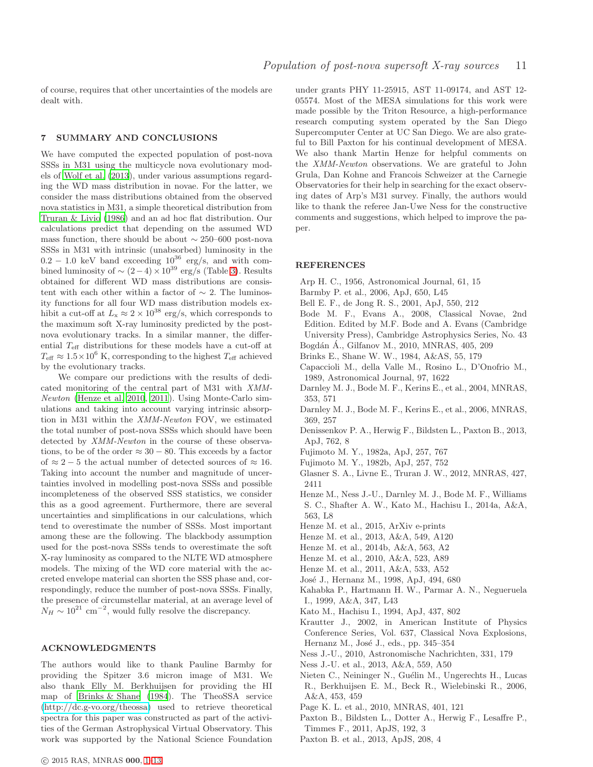of course, requires that other uncertainties of the models are dealt with.

## 7 SUMMARY AND CONCLUSIONS

We have computed the expected population of post-nova SSSs in M31 using the multicycle nova evolutionary models of Wolf et al. (2013), under various assumptions regarding the WD mass distribution in novae. For the latter, we consider the mass distributions obtained from the observed nova statistics in M31, a simple theoretical distribution from Truran & Livio (1986) and an ad hoc flat distribution. Our calculations predict that depending on the assumed WD mass function, there should be about $\sim 250$–$600$ post-nova SSSs in M31 with intrinsic (unabsorbed) luminosity in the $0.2-1.0$ keV band exceeding $10^{36}$ erg/s, and with combined luminosity of $\sim (2-4)\times10^{39}$ erg/s (Table 3). Results obtained for different WD mass distributions are consistent with each other within a factor of $\sim 2$. The luminosity functions for all four WD mass distribution models exhibit a cut-off at $L_{\rm x} \approx 2\times10^{38}$ erg/s, which corresponds to the maximum soft X-ray luminosity predicted by the post-nova evolutionary tracks. In a similar manner, the differential $T_{\rm eff}$ distributions for these models have a cut-off at $T_{\rm eff} \approx 1.5\times10^{6}$ K, corresponding to the highest $T_{\rm eff}$ achieved by the evolutionary tracks.

We compare our predictions with the results of dedicated monitoring of the central part of M31 with *XMM-Newton* (Henze et al. 2010, 2011). Using Monte-Carlo simulations and taking into account varying intrinsic absorption in M31 within the *XMM-Newton* FOV, we estimated the total number of post-nova SSSs which should have been detected by *XMM-Newton* in the course of these observations, to be of the order $\approx 30-80$. This exceeds by a factor of $\approx 2-5$ the actual number of detected sources of $\approx 16$. Taking into account the number and magnitude of uncertainties involved in modelling post-nova SSSs and possible incompleteness of the observed SSS statistics, we consider this as a good agreement. Furthermore, there are several uncertainties and simplifications in our calculations, which tend to overestimate the number of SSSs. Most important among these are the following. The blackbody assumption used for the post-nova SSSs tends to overestimate the soft X-ray luminosity as compared to the NLTE WD atmosphere models. The mixing of the WD core material with the accreted envelope material can shorten the SSS phase and, correspondingly, reduce the number of post-nova SSSs. Finally, the presence of circumstellar material, at an average level of $N_H \sim 10^{21}$ cm$^{-2}$, would fully resolve the discrepancy.

## ACKNOWLEDGMENTS

The authors would like to thank Pauline Barmby for providing the Spitzer 3.6 micron image of M31. We also thank Elly M. Berkhuijsen for providing the HI map of Brinks & Shane (1984). The TheoSSA service (http://dc.g-vo.org/theossa) used to retrieve theoretical spectra for this paper was constructed as part of the activities of the German Astrophysical Virtual Observatory. This work was supported by the National Science Foundation under grants PHY 11-25915, AST 11-09174, and AST 12-05574. Most of the MESA simulations for this work were made possible by the Triton Resource, a high-performance research computing system operated by the San Diego Supercomputer Center at UC San Diego. We are also grateful to Bill Paxton for his continual development of MESA. We also thank Martin Henze for helpful comments on the *XMM-Newton* observations. We are grateful to John Grula, Dan Kohne and Francois Schweizer at the Carnegie Observatories for their help in searching for the exact observing dates of Arp's M31 survey. Finally, the authors would like to thank the referee Jan-Uwe Ness for the constructive comments and suggestions, which helped to improve the paper.

## REFERENCES

Arp H. C., 1956, Astronomical Journal, 61, 15
Barmby P. et al., 2006, ApJ, 650, L45
Bell E. F., de Jong R. S., 2001, ApJ, 550, 212
Bode M. F., Evans A., 2008, Classical Novae, 2nd Edition. Edited by M.F. Bode and A. Evans (Cambridge University Press), Cambridge Astrophysics Series, No. 43
Bogdán Á., Gilfanov M., 2010, MNRAS, 405, 209
Brinks E., Shane W. W., 1984, A&AS, 55, 179
Capaccioli M., della Valle M., Rosino L., D'Onofrio M., 1989, Astronomical Journal, 97, 1622
Darnley M. J., Bode M. F., Kerins E., et al., 2004, MNRAS, 353, 571
Darnley M. J., Bode M. F., Kerins E., et al., 2006, MNRAS, 369, 257
Denissenkov P. A., Herwig F., Bildsten L., Paxton B., 2013, ApJ, 762, 8
Fujimoto M. Y., 1982a, ApJ, 257, 767
Fujimoto M. Y., 1982b, ApJ, 257, 752
Glasner S. A., Livne E., Truran J. W., 2012, MNRAS, 427, 2411
Henze M., Ness J.-U., Darnley M. J., Bode M. F., Williams S. C., Shafter A. W., Kato M., Hachisu I., 2014a, A&A, 563, L8
Henze M. et al., 2015, ArXiv e-prints
Henze M. et al., 2013, A&A, 549, A120
Henze M. et al., 2014b, A&A, 563, A2
Henze M. et al., 2010, A&A, 523, A89
Henze M. et al., 2011, A&A, 533, A52
José J., Hernanz M., 1998, ApJ, 494, 680
Kahabka P., Hartmann H. W., Parmar A. N., Negueruela I., 1999, A&A, 347, L43
Kato M., Hachisu I., 1994, ApJ, 437, 802
Krautter J., 2002, in American Institute of Physics Conference Series, Vol. 637, Classical Nova Explosions, Hernanz M., José J., eds., pp. 345–354
Ness J.-U., 2010, Astronomische Nachrichten, 331, 179
Ness J.-U. et al., 2013, A&A, 559, A50
Nieten C., Neininger N., Guélin M., Ungerechts H., Lucas R., Berkhuijsen E. M., Beck R., Wielebinski R., 2006, A&A, 453, 459
Page K. L. et al., 2010, MNRAS, 401, 121
Paxton B., Bildsten L., Dotter A., Herwig F., Lesaffre P., Timmes F., 2011, ApJS, 192, 3
Paxton B. et al., 2013, ApJS, 208, 4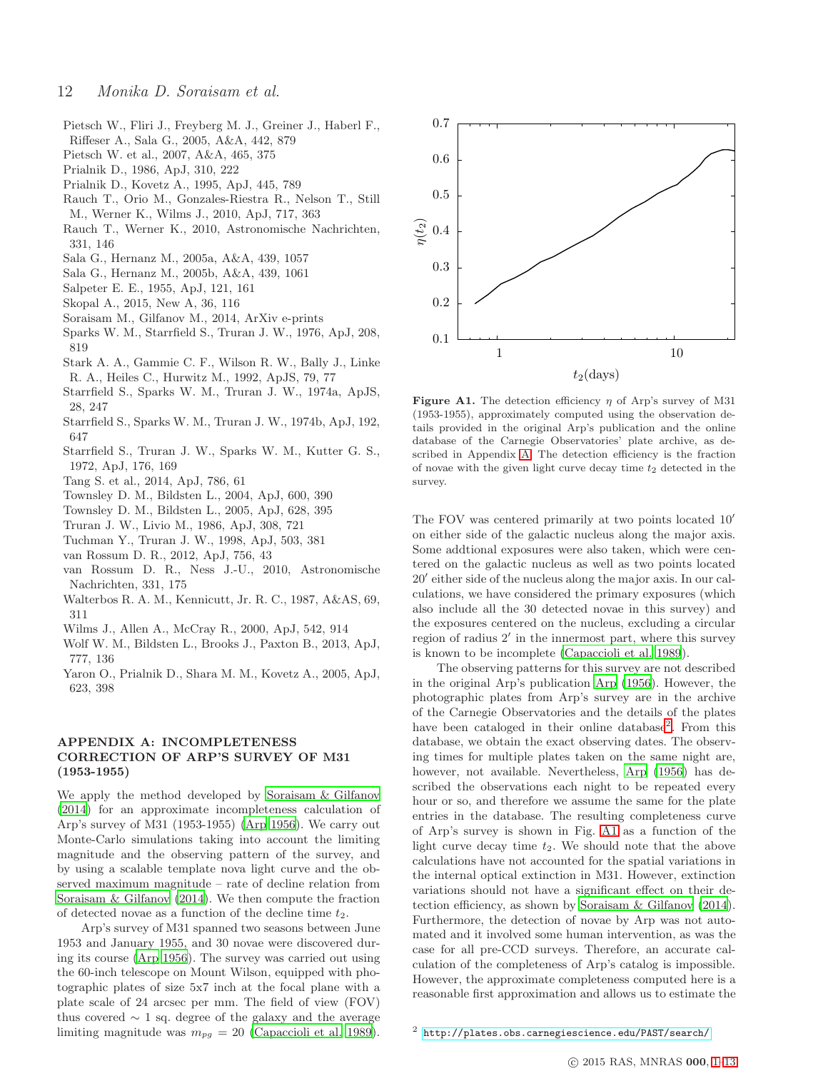Pietsch W., Fliri J., Freyberg M. J., Greiner J., Haberl F., Riffeser A., Sala G., 2005, A&A, 442, 879

Pietsch W. et al., 2007, A&A, 465, 375

Prialnik D., 1986, ApJ, 310, 222

Prialnik D., Kovetz A., 1995, ApJ, 445, 789

Rauch T., Orio M., Gonzales-Riestra R., Nelson T., Still M., Werner K., Wilms J., 2010, ApJ, 717, 363

Rauch T., Werner K., 2010, Astronomische Nachrichten, 331, 146

Sala G., Hernanz M., 2005a, A&A, 439, 1057

Sala G., Hernanz M., 2005b, A&A, 439, 1061

Salpeter E. E., 1955, ApJ, 121, 161

Skopal A., 2015, New A, 36, 116

Soraisam M., Gilfanov M., 2014, ArXiv e-prints

Sparks W. M., Starrfield S., Truran J. W., 1976, ApJ, 208, 819

Stark A. A., Gammie C. F., Wilson R. W., Bally J., Linke R. A., Heiles C., Hurwitz M., 1992, ApJS, 79, 77

Starrfield S., Sparks W. M., Truran J. W., 1974a, ApJS, 28, 247

Starrfield S., Sparks W. M., Truran J. W., 1974b, ApJ, 192, 647

Starrfield S., Truran J. W., Sparks W. M., Kutter G. S., 1972, ApJ, 176, 169

Tang S. et al., 2014, ApJ, 786, 61

Townsley D. M., Bildsten L., 2004, ApJ, 600, 390

Townsley D. M., Bildsten L., 2005, ApJ, 628, 395

Truran J. W., Livio M., 1986, ApJ, 308, 721

Tuchman Y., Truran J. W., 1998, ApJ, 503, 381

van Rossum D. R., 2012, ApJ, 756, 43

van Rossum D. R., Ness J.-U., 2010, Astronomische Nachrichten, 331, 175

Walterbos R. A. M., Kennicutt, Jr. R. C., 1987, A&AS, 69, 311

Wilms J., Allen A., McCray R., 2000, ApJ, 542, 914

Wolf W. M., Bildsten L., Brooks J., Paxton B., 2013, ApJ, 777, 136

Yaron O., Prialnik D., Shara M. M., Kovetz A., 2005, ApJ, 623, 398

## APPENDIX A: INCOMPLETENESS CORRECTION OF ARP'S SURVEY OF M31 (1953-1955)

We apply the method developed by Soraisam & Gilfanov (2014) for an approximate incompleteness calculation of Arp's survey of M31 (1953-1955) (Arp 1956). We carry out Monte-Carlo simulations taking into account the limiting magnitude and the observing pattern of the survey, and by using a scalable template nova light curve and the observed maximum magnitude – rate of decline relation from Soraisam & Gilfanov (2014). We then compute the fraction of detected novae as a function of the decline time $t_2$.

Arp's survey of M31 spanned two seasons between June 1953 and January 1955, and 30 novae were discovered during its course (Arp 1956). The survey was carried out using the 60-inch telescope on Mount Wilson, equipped with photographic plates of size 5x7 inch at the focal plane with a plate scale of 24 arcsec per mm. The field of view (FOV) thus covered $\sim 1$ sq. degree of the galaxy and the average limiting magnitude was $m_{pg} = 20$ (Capaccioli et al. 1989). The FOV was centered primarily at two points located $10'$ on either side of the galactic nucleus along the major axis. Some addtional exposures were also taken, which were centered on the galactic nucleus as well as two points located $20'$ either side of the nucleus along the major axis. In our calculations, we have considered the primary exposures (which also include all the 30 detected novae in this survey) and the exposures centered on the nucleus, excluding a circular region of radius $2'$ in the innermost part, where this survey is known to be incomplete (Capaccioli et al. 1989).

Figure A1. The detection efficiency $\eta$ of Arp's survey of M31 (1953-1955), approximately computed using the observation details provided in the original Arp's publication and the online database of the Carnegie Observatories' plate archive, as described in Appendix A. The detection efficiency is the fraction of novae with the given light curve decay time $t_2$ detected in the survey.

The observing patterns for this survey are not described in the original Arp's publication Arp (1956). However, the photographic plates from Arp's survey are in the archive of the Carnegie Observatories and the details of the plates have been cataloged in their online database[2]. From this database, we obtain the exact observing dates. The observing times for multiple plates taken on the same night are, however, not available. Nevertheless, Arp (1956) has described the observations each night to be repeated every hour or so, and therefore we assume the same for the plate entries in the database. The resulting completeness curve of Arp's survey is shown in Fig. A1 as a function of the light curve decay time $t_2$. We should note that the above calculations have not accounted for the spatial variations in the internal optical extinction in M31. However, extinction variations should not have a significant effect on their detection efficiency, as shown by Soraisam & Gilfanov (2014). Furthermore, the detection of novae by Arp was not automated and it involved some human intervention, as was the case for all pre-CCD surveys. Therefore, an accurate calculation of the completeness of Arp's catalog is impossible. However, the approximate completeness computed here is a reasonable first approximation and allows us to estimate the

[2] http://plates.obs.carnegiescience.edu/PAST/search/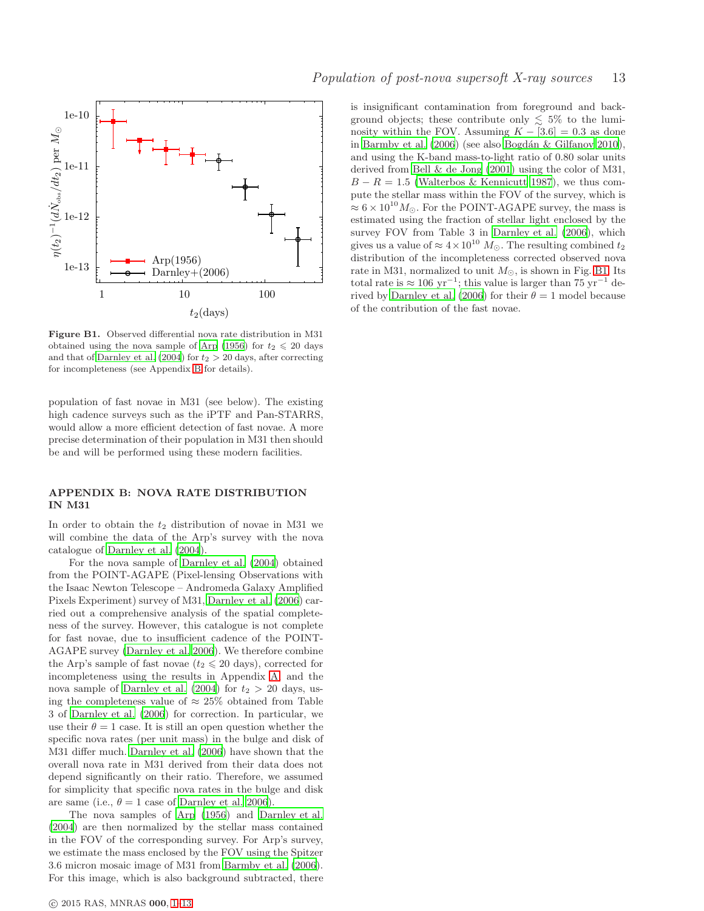1e-10

1e-11

1e-12

1e-13

1

10

100

$\eta(t_2)^{-1}(d\dot{N}_{\rm obs}/dt_2)$ per $M_\odot$

$t_2$(days)

Arp(1956)

Darnley+(2006)

**Figure B1.** Observed differential nova rate distribution in M31 obtained using the nova sample of Arp (1956) for $t_2 \leqslant 20$ days and that of Darnley et al. (2004) for $t_2 > 20$ days, after correcting for incompleteness (see Appendix B for details).

population of fast novae in M31 (see below). The existing high cadence surveys such as the iPTF and Pan-STARRS, would allow a more efficient detection of fast novae. A more precise determination of their population in M31 then should be and will be performed using these modern facilities.

## APPENDIX B: NOVA RATE DISTRIBUTION IN M31

In order to obtain the $t_2$ distribution of novae in M31 we will combine the data of the Arp's survey with the nova catalogue of Darnley et al. (2004).

For the nova sample of Darnley et al. (2004) obtained from the POINT-AGAPE (Pixel-lensing Observations with the Isaac Newton Telescope – Andromeda Galaxy Amplified Pixels Experiment) survey of M31, Darnley et al. (2006) carried out a comprehensive analysis of the spatial completeness of the survey. However, this catalogue is not complete for fast novae, due to insufficient cadence of the POINT-AGAPE survey (Darnley et al. 2006). We therefore combine the Arp's sample of fast novae ($t_2 \leqslant 20$ days), corrected for incompleteness using the results in Appendix A, and the nova sample of Darnley et al. (2004) for $t_2 > 20$ days, using the completeness value of $\approx 25\%$ obtained from Table 3 of Darnley et al. (2006) for correction. In particular, we use their $\theta = 1$ case. It is still an open question whether the specific nova rates (per unit mass) in the bulge and disk of M31 differ much. Darnley et al. (2006) have shown that the overall nova rate in M31 derived from their data does not depend significantly on their ratio. Therefore, we assumed for simplicity that specific nova rates in the bulge and disk are same (i.e., $\theta = 1$ case of Darnley et al. 2006).

The nova samples of Arp (1956) and Darnley et al. (2004) are then normalized by the stellar mass contained in the FOV of the corresponding survey. For Arp's survey, we estimate the mass enclosed by the FOV using the Spitzer 3.6 micron mosaic image of M31 from Barmby et al. (2006). For this image, which is also background subtracted, there is insignificant contamination from foreground and background objects; these contribute only $\lesssim 5\%$ to the luminosity within the FOV. Assuming $K - [3.6] = 0.3$ as done in Barmby et al. (2006) (see also Bogdán & Gilfanov 2010), and using the K-band mass-to-light ratio of 0.80 solar units derived from Bell & de Jong (2001) using the color of M31, $B - R = 1.5$ (Walterbos & Kennicutt 1987), we thus compute the stellar mass within the FOV of the survey, which is $\approx 6 \times 10^{10} M_\odot$. For the POINT-AGAPE survey, the mass is estimated using the fraction of stellar light enclosed by the survey FOV from Table 3 in Darnley et al. (2006), which gives us a value of $\approx 4 \times 10^{10}$ $M_\odot$. The resulting combined $t_2$ distribution of the incompleteness corrected observed nova rate in M31, normalized to unit $M_\odot$, is shown in Fig. B1. Its total rate is $\approx 106$ yr$^{-1}$; this value is larger than 75 yr$^{-1}$ derived by Darnley et al. (2006) for their $\theta = 1$ model because of the contribution of the fast novae.